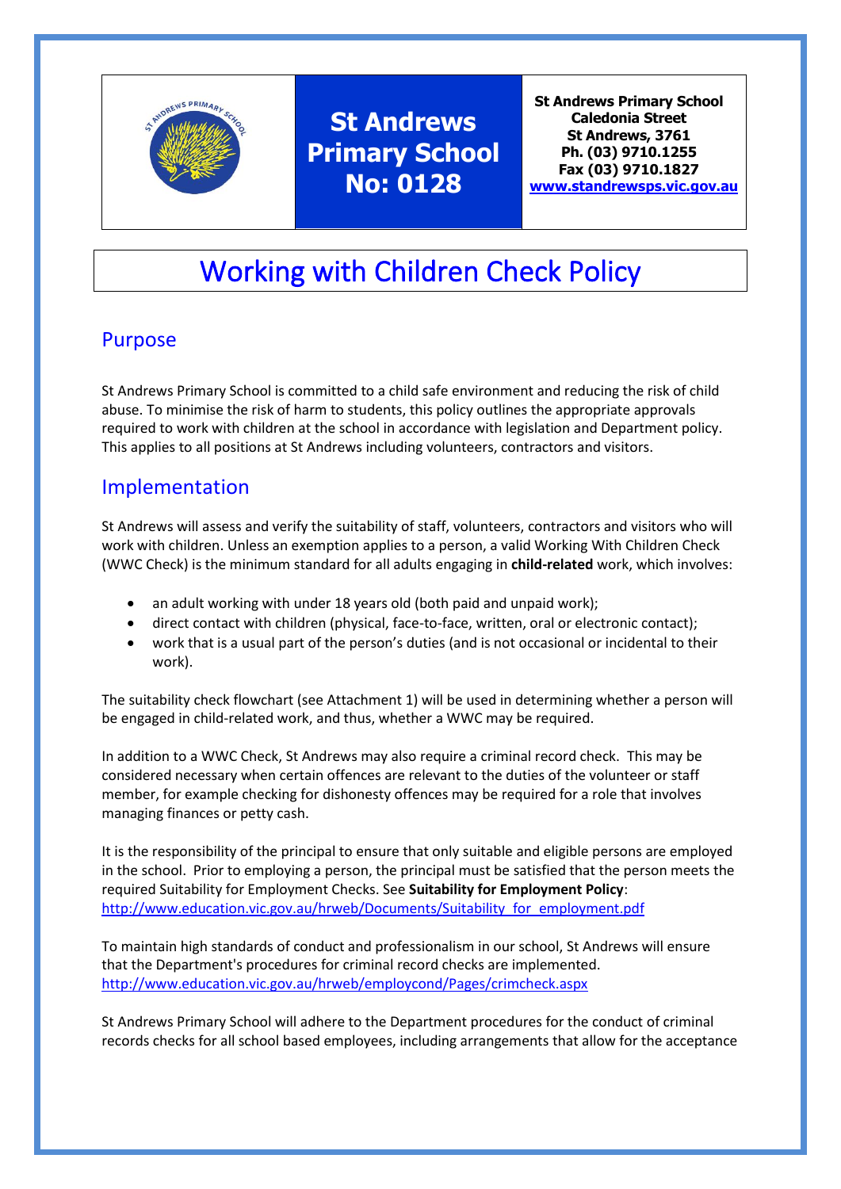| | St Andrews Primary School No: 0128 | St Andrews Primary School<br>Caledonia Street<br>St Andrews, 3761<br>Ph. (03) 9710.1255<br>Fax (03) 9710.1827<br>www.standrewsps.vic.gov.au |
|---|---|---|

# Working with Children Check Policy

## Purpose

St Andrews Primary School is committed to a child safe environment and reducing the risk of child abuse. To minimise the risk of harm to students, this policy outlines the appropriate approvals required to work with children at the school in accordance with legislation and Department policy. This applies to all positions at St Andrews including volunteers, contractors and visitors.

## Implementation

St Andrews will assess and verify the suitability of staff, volunteers, contractors and visitors who will work with children. Unless an exemption applies to a person, a valid Working With Children Check (WWC Check) is the minimum standard for all adults engaging in **child-related** work, which involves:

- an adult working with under 18 years old (both paid and unpaid work);
- direct contact with children (physical, face-to-face, written, oral or electronic contact);
- work that is a usual part of the person's duties (and is not occasional or incidental to their work).

The suitability check flowchart (see Attachment 1) will be used in determining whether a person will be engaged in child-related work, and thus, whether a WWC may be required.

In addition to a WWC Check, St Andrews may also require a criminal record check. This may be considered necessary when certain offences are relevant to the duties of the volunteer or staff member, for example checking for dishonesty offences may be required for a role that involves managing finances or petty cash.

It is the responsibility of the principal to ensure that only suitable and eligible persons are employed in the school. Prior to employing a person, the principal must be satisfied that the person meets the required Suitability for Employment Checks. See **Suitability for Employment Policy**: http://www.education.vic.gov.au/hrweb/Documents/Suitability_for_employment.pdf

To maintain high standards of conduct and professionalism in our school, St Andrews will ensure that the Department's procedures for criminal record checks are implemented. http://www.education.vic.gov.au/hrweb/employcond/Pages/crimcheck.aspx

St Andrews Primary School will adhere to the Department procedures for the conduct of criminal records checks for all school based employees, including arrangements that allow for the acceptance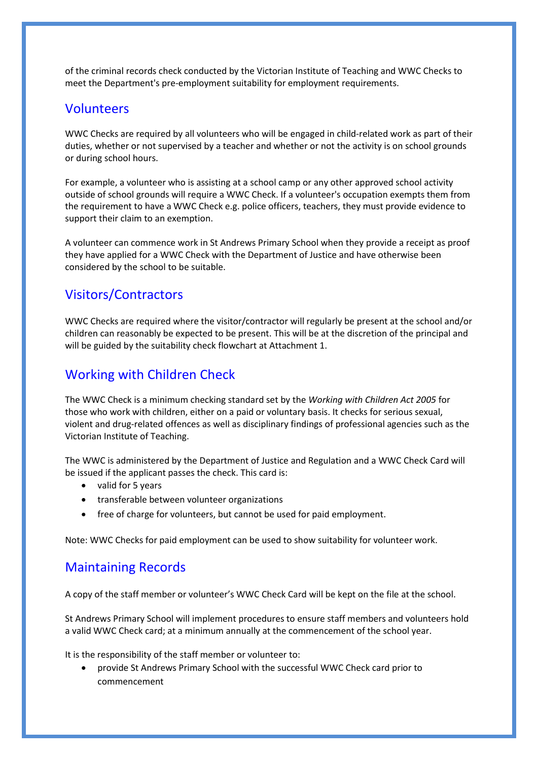of the criminal records check conducted by the Victorian Institute of Teaching and WWC Checks to meet the Department's pre-employment suitability for employment requirements.

## Volunteers

WWC Checks are required by all volunteers who will be engaged in child-related work as part of their duties, whether or not supervised by a teacher and whether or not the activity is on school grounds or during school hours.

For example, a volunteer who is assisting at a school camp or any other approved school activity outside of school grounds will require a WWC Check. If a volunteer's occupation exempts them from the requirement to have a WWC Check e.g. police officers, teachers, they must provide evidence to support their claim to an exemption.

A volunteer can commence work in St Andrews Primary School when they provide a receipt as proof they have applied for a WWC Check with the Department of Justice and have otherwise been considered by the school to be suitable.

## Visitors/Contractors

WWC Checks are required where the visitor/contractor will regularly be present at the school and/or children can reasonably be expected to be present. This will be at the discretion of the principal and will be guided by the suitability check flowchart at Attachment 1.

## Working with Children Check

The WWC Check is a minimum checking standard set by the *Working with Children Act 2005* for those who work with children, either on a paid or voluntary basis. It checks for serious sexual, violent and drug-related offences as well as disciplinary findings of professional agencies such as the Victorian Institute of Teaching.

The WWC is administered by the Department of Justice and Regulation and a WWC Check Card will be issued if the applicant passes the check. This card is:

- valid for 5 years
- transferable between volunteer organizations
- free of charge for volunteers, but cannot be used for paid employment.

Note: WWC Checks for paid employment can be used to show suitability for volunteer work.

## Maintaining Records

A copy of the staff member or volunteer's WWC Check Card will be kept on the file at the school.

St Andrews Primary School will implement procedures to ensure staff members and volunteers hold a valid WWC Check card; at a minimum annually at the commencement of the school year.

It is the responsibility of the staff member or volunteer to:

- provide St Andrews Primary School with the successful WWC Check card prior to commencement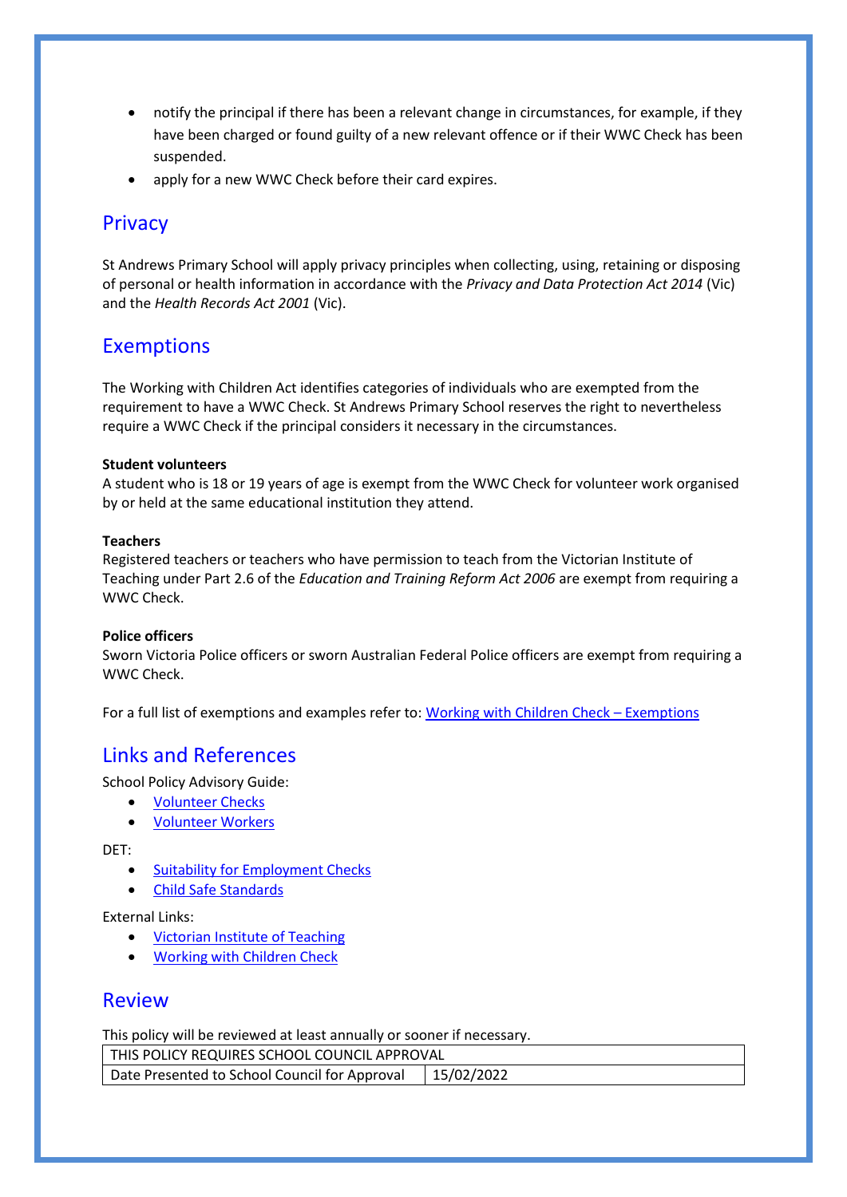- notify the principal if there has been a relevant change in circumstances, for example, if they have been charged or found guilty of a new relevant offence or if their WWC Check has been suspended.
- apply for a new WWC Check before their card expires.

## Privacy

St Andrews Primary School will apply privacy principles when collecting, using, retaining or disposing of personal or health information in accordance with the *Privacy and Data Protection Act 2014* (Vic) and the *Health Records Act 2001* (Vic).

## Exemptions

The Working with Children Act identifies categories of individuals who are exempted from the requirement to have a WWC Check. St Andrews Primary School reserves the right to nevertheless require a WWC Check if the principal considers it necessary in the circumstances.

**Student volunteers**
A student who is 18 or 19 years of age is exempt from the WWC Check for volunteer work organised by or held at the same educational institution they attend.

**Teachers**
Registered teachers or teachers who have permission to teach from the Victorian Institute of Teaching under Part 2.6 of the *Education and Training Reform Act 2006* are exempt from requiring a WWC Check.

**Police officers**
Sworn Victoria Police officers or sworn Australian Federal Police officers are exempt from requiring a WWC Check.

For a full list of exemptions and examples refer to: Working with Children Check – Exemptions

## Links and References

School Policy Advisory Guide:

- Volunteer Checks
- Volunteer Workers

DET:

- Suitability for Employment Checks
- Child Safe Standards

External Links:

- Victorian Institute of Teaching
- Working with Children Check

## Review

This policy will be reviewed at least annually or sooner if necessary.

| THIS POLICY REQUIRES SCHOOL COUNCIL APPROVAL | |
|---|---|
| Date Presented to School Council for Approval | 15/02/2022 |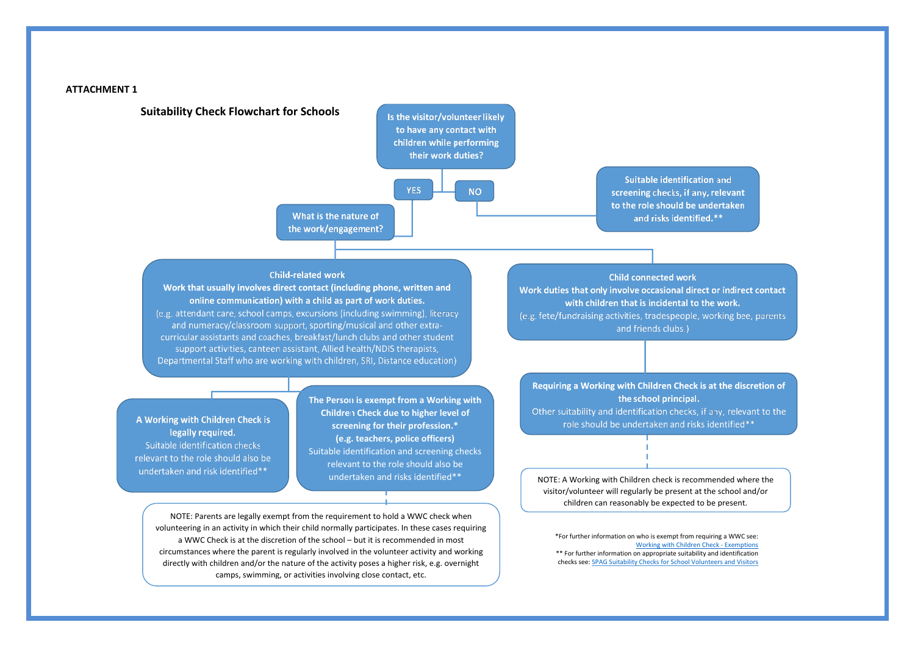**ATTACHMENT 1**

## Suitability Check Flowchart for Schools

Is the visitor/volunteer likely to have any contact with children while performing their work duties?

YES

NO

Suitable identification and screening checks, if any, relevant to the role should be undertaken and risks identified.**

What is the nature of the work/engagement?

**Child-related work**
**Work that usually involves direct contact (including phone, written and online communication) with a child as part of work duties.**
(e.g. attendant care, school camps, excursions (including swimming), literacy and numeracy/classroom support, sporting/musical and other extra-curricular assistants and coaches, breakfast/lunch clubs and other student support activities, canteen assistant, Allied health/NDIS therapists, Departmental Staff who are working with children, SRI, Distance education)

**A Working with Children Check is legally required.**
Suitable identification checks relevant to the role should also be undertaken and risk identified**

**The Person is exempt from a Working with Children Check due to higher level of screening for their profession.***
**(e.g. teachers, police officers)**
Suitable identification and screening checks relevant to the role should also be undertaken and risks identified**

NOTE: Parents are legally exempt from the requirement to hold a WWC check when volunteering in an activity in which their child normally participates. In these cases requiring a WWC Check is at the discretion of the school – but it is recommended in most circumstances where the parent is regularly involved in the volunteer activity and working directly with children and/or the nature of the activity poses a higher risk, e.g. overnight camps, swimming, or activities involving close contact, etc.

**Child connected work**
**Work duties that only involve occasional direct or indirect contact with children that is incidental to the work.**
(e.g. fete/fundraising activities, tradespeople, working bee, parents and friends clubs.)

**Requiring a Working with Children Check is at the discretion of the school principal.**
Other suitability and identification checks, if any, relevant to the role should be undertaken and risks identified**

NOTE: A Working with Children check is recommended where the visitor/volunteer will regularly be present at the school and/or children can reasonably be expected to be present.

*For further information on who is exempt from requiring a WWC see: Working with Children Check - Exemptions

** For further information on appropriate suitability and identification checks see: SPAG Suitability Checks for School Volunteers and Visitors